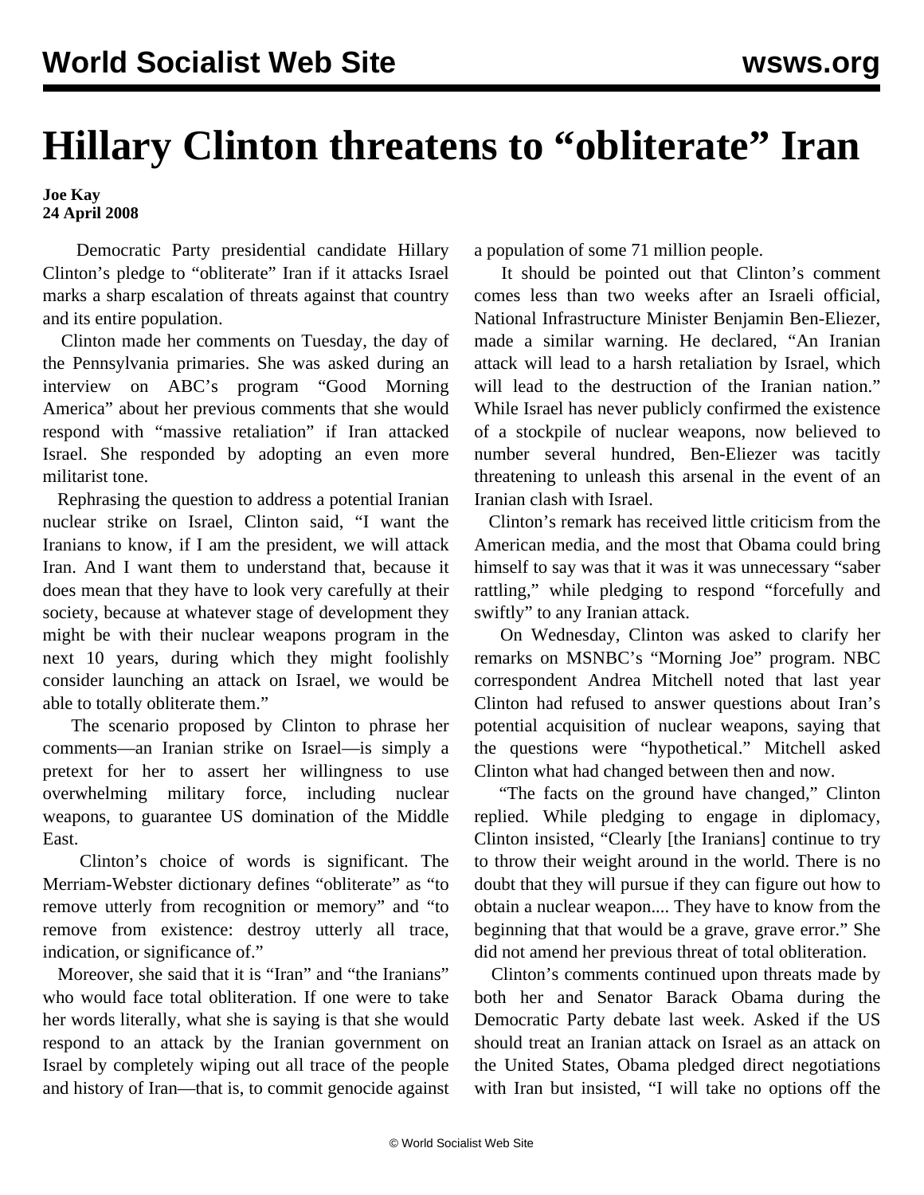# Hillary Clinton threatens to "obliterate" Iran

**Joe Kay**
**24 April 2008**

Democratic Party presidential candidate Hillary Clinton's pledge to "obliterate" Iran if it attacks Israel marks a sharp escalation of threats against that country and its entire population.

Clinton made her comments on Tuesday, the day of the Pennsylvania primaries. She was asked during an interview on ABC's program "Good Morning America" about her previous comments that she would respond with "massive retaliation" if Iran attacked Israel. She responded by adopting an even more militarist tone.

Rephrasing the question to address a potential Iranian nuclear strike on Israel, Clinton said, "I want the Iranians to know, if I am the president, we will attack Iran. And I want them to understand that, because it does mean that they have to look very carefully at their society, because at whatever stage of development they might be with their nuclear weapons program in the next 10 years, during which they might foolishly consider launching an attack on Israel, we would be able to totally obliterate them."

The scenario proposed by Clinton to phrase her comments—an Iranian strike on Israel—is simply a pretext for her to assert her willingness to use overwhelming military force, including nuclear weapons, to guarantee US domination of the Middle East.

Clinton's choice of words is significant. The Merriam-Webster dictionary defines "obliterate" as "to remove utterly from recognition or memory" and "to remove from existence: destroy utterly all trace, indication, or significance of."

Moreover, she said that it is "Iran" and "the Iranians" who would face total obliteration. If one were to take her words literally, what she is saying is that she would respond to an attack by the Iranian government on Israel by completely wiping out all trace of the people and history of Iran—that is, to commit genocide against a population of some 71 million people.

It should be pointed out that Clinton's comment comes less than two weeks after an Israeli official, National Infrastructure Minister Benjamin Ben-Eliezer, made a similar warning. He declared, "An Iranian attack will lead to a harsh retaliation by Israel, which will lead to the destruction of the Iranian nation." While Israel has never publicly confirmed the existence of a stockpile of nuclear weapons, now believed to number several hundred, Ben-Eliezer was tacitly threatening to unleash this arsenal in the event of an Iranian clash with Israel.

Clinton's remark has received little criticism from the American media, and the most that Obama could bring himself to say was that it was it was unnecessary "saber rattling," while pledging to respond "forcefully and swiftly" to any Iranian attack.

On Wednesday, Clinton was asked to clarify her remarks on MSNBC's "Morning Joe" program. NBC correspondent Andrea Mitchell noted that last year Clinton had refused to answer questions about Iran's potential acquisition of nuclear weapons, saying that the questions were "hypothetical." Mitchell asked Clinton what had changed between then and now.

"The facts on the ground have changed," Clinton replied. While pledging to engage in diplomacy, Clinton insisted, "Clearly [the Iranians] continue to try to throw their weight around in the world. There is no doubt that they will pursue if they can figure out how to obtain a nuclear weapon.... They have to know from the beginning that that would be a grave, grave error." She did not amend her previous threat of total obliteration.

Clinton's comments continued upon threats made by both her and Senator Barack Obama during the Democratic Party debate last week. Asked if the US should treat an Iranian attack on Israel as an attack on the United States, Obama pledged direct negotiations with Iran but insisted, "I will take no options off the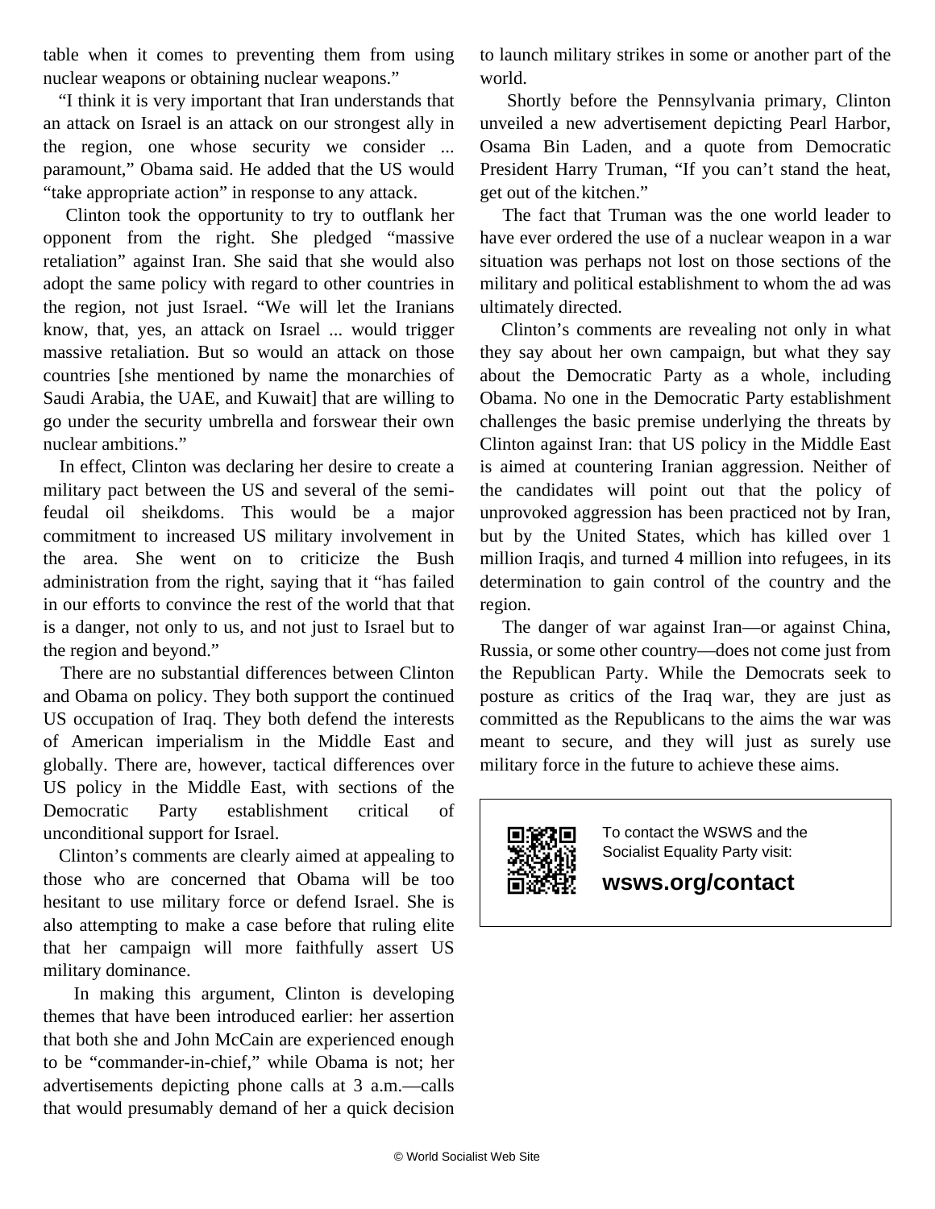table when it comes to preventing them from using nuclear weapons or obtaining nuclear weapons."

"I think it is very important that Iran understands that an attack on Israel is an attack on our strongest ally in the region, one whose security we consider ... paramount," Obama said. He added that the US would "take appropriate action" in response to any attack.

Clinton took the opportunity to try to outflank her opponent from the right. She pledged "massive retaliation" against Iran. She said that she would also adopt the same policy with regard to other countries in the region, not just Israel. "We will let the Iranians know, that, yes, an attack on Israel ... would trigger massive retaliation. But so would an attack on those countries [she mentioned by name the monarchies of Saudi Arabia, the UAE, and Kuwait] that are willing to go under the security umbrella and forswear their own nuclear ambitions."

In effect, Clinton was declaring her desire to create a military pact between the US and several of the semi-feudal oil sheikdoms. This would be a major commitment to increased US military involvement in the area. She went on to criticize the Bush administration from the right, saying that it "has failed in our efforts to convince the rest of the world that that is a danger, not only to us, and not just to Israel but to the region and beyond."

There are no substantial differences between Clinton and Obama on policy. They both support the continued US occupation of Iraq. They both defend the interests of American imperialism in the Middle East and globally. There are, however, tactical differences over US policy in the Middle East, with sections of the Democratic Party establishment critical of unconditional support for Israel.

Clinton's comments are clearly aimed at appealing to those who are concerned that Obama will be too hesitant to use military force or defend Israel. She is also attempting to make a case before that ruling elite that her campaign will more faithfully assert US military dominance.

In making this argument, Clinton is developing themes that have been introduced earlier: her assertion that both she and John McCain are experienced enough to be "commander-in-chief," while Obama is not; her advertisements depicting phone calls at 3 a.m.—calls that would presumably demand of her a quick decision to launch military strikes in some or another part of the world.

Shortly before the Pennsylvania primary, Clinton unveiled a new advertisement depicting Pearl Harbor, Osama Bin Laden, and a quote from Democratic President Harry Truman, "If you can't stand the heat, get out of the kitchen."

The fact that Truman was the one world leader to have ever ordered the use of a nuclear weapon in a war situation was perhaps not lost on those sections of the military and political establishment to whom the ad was ultimately directed.

Clinton's comments are revealing not only in what they say about her own campaign, but what they say about the Democratic Party as a whole, including Obama. No one in the Democratic Party establishment challenges the basic premise underlying the threats by Clinton against Iran: that US policy in the Middle East is aimed at countering Iranian aggression. Neither of the candidates will point out that the policy of unprovoked aggression has been practiced not by Iran, but by the United States, which has killed over 1 million Iraqis, and turned 4 million into refugees, in its determination to gain control of the country and the region.

The danger of war against Iran—or against China, Russia, or some other country—does not come just from the Republican Party. While the Democrats seek to posture as critics of the Iraq war, they are just as committed as the Republicans to the aims the war was meant to secure, and they will just as surely use military force in the future to achieve these aims.

To contact the WSWS and the Socialist Equality Party visit:

**wsws.org/contact**